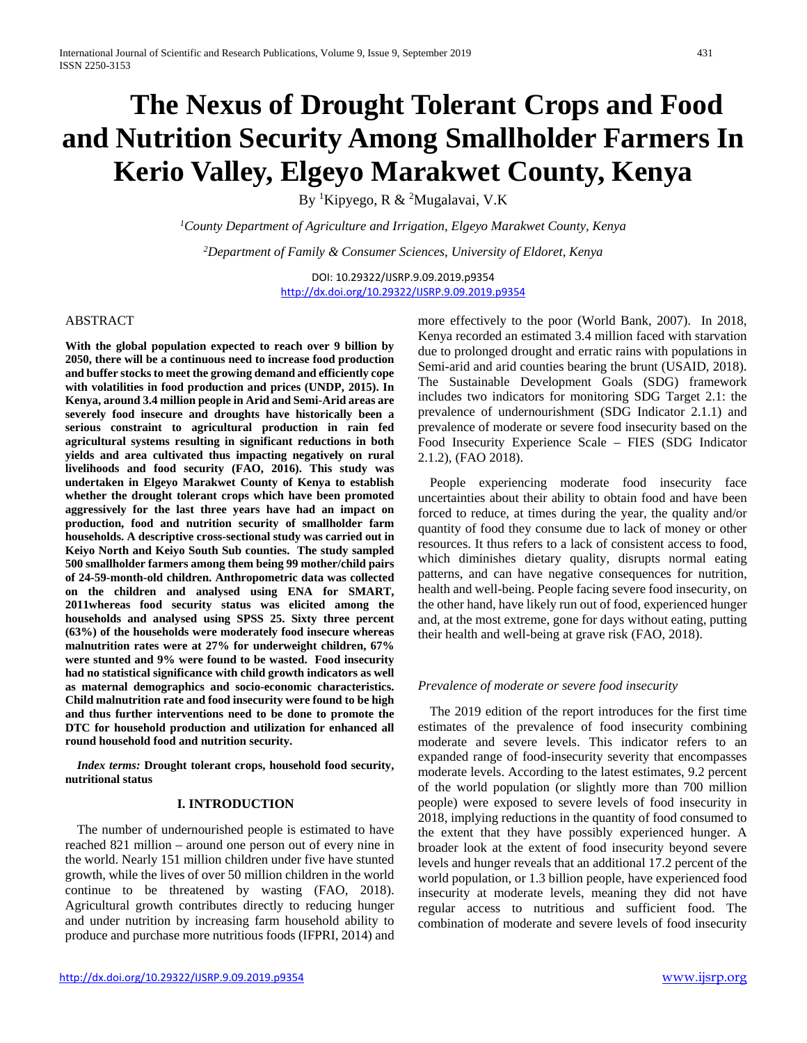# The Nexus of Drought Tolerant Crops and Food and Nutrition Security Among Smallholder Farmers In Kerio Valley, Elgeyo Marakwet County, Kenya

By [1]Kipyego, R & [2]Mugalavai, V.K

[1]*County Department of Agriculture and Irrigation, Elgeyo Marakwet County, Kenya*

[2]*Department of Family & Consumer Sciences, University of Eldoret, Kenya*

DOI: 10.29322/IJSRP.9.09.2019.p9354
http://dx.doi.org/10.29322/IJSRP.9.09.2019.p9354

## ABSTRACT

**With the global population expected to reach over 9 billion by 2050, there will be a continuous need to increase food production and buffer stocks to meet the growing demand and efficiently cope with volatilities in food production and prices (UNDP, 2015). In Kenya, around 3.4 million people in Arid and Semi-Arid areas are severely food insecure and droughts have historically been a serious constraint to agricultural production in rain fed agricultural systems resulting in significant reductions in both yields and area cultivated thus impacting negatively on rural livelihoods and food security (FAO, 2016). This study was undertaken in Elgeyo Marakwet County of Kenya to establish whether the drought tolerant crops which have been promoted aggressively for the last three years have had an impact on production, food and nutrition security of smallholder farm households. A descriptive cross-sectional study was carried out in Keiyo North and Keiyo South Sub counties. The study sampled 500 smallholder farmers among them being 99 mother/child pairs of 24-59-month-old children. Anthropometric data was collected on the children and analysed using ENA for SMART, 2011whereas food security status was elicited among the households and analysed using SPSS 25. Sixty three percent (63%) of the households were moderately food insecure whereas malnutrition rates were at 27% for underweight children, 67% were stunted and 9% were found to be wasted. Food insecurity had no statistical significance with child growth indicators as well as maternal demographics and socio-economic characteristics. Child malnutrition rate and food insecurity were found to be high and thus further interventions need to be done to promote the DTC for household production and utilization for enhanced all round household food and nutrition security.**

*Index terms:* **Drought tolerant crops, household food security, nutritional status**

## I. INTRODUCTION

The number of undernourished people is estimated to have reached 821 million – around one person out of every nine in the world. Nearly 151 million children under five have stunted growth, while the lives of over 50 million children in the world continue to be threatened by wasting (FAO, 2018). Agricultural growth contributes directly to reducing hunger and under nutrition by increasing farm household ability to produce and purchase more nutritious foods (IFPRI, 2014) and more effectively to the poor (World Bank, 2007). In 2018, Kenya recorded an estimated 3.4 million faced with starvation due to prolonged drought and erratic rains with populations in Semi-arid and arid counties bearing the brunt (USAID, 2018). The Sustainable Development Goals (SDG) framework includes two indicators for monitoring SDG Target 2.1: the prevalence of undernourishment (SDG Indicator 2.1.1) and prevalence of moderate or severe food insecurity based on the Food Insecurity Experience Scale – FIES (SDG Indicator 2.1.2), (FAO 2018).

People experiencing moderate food insecurity face uncertainties about their ability to obtain food and have been forced to reduce, at times during the year, the quality and/or quantity of food they consume due to lack of money or other resources. It thus refers to a lack of consistent access to food, which diminishes dietary quality, disrupts normal eating patterns, and can have negative consequences for nutrition, health and well-being. People facing severe food insecurity, on the other hand, have likely run out of food, experienced hunger and, at the most extreme, gone for days without eating, putting their health and well-being at grave risk (FAO, 2018).

*Prevalence of moderate or severe food insecurity*

The 2019 edition of the report introduces for the first time estimates of the prevalence of food insecurity combining moderate and severe levels. This indicator refers to an expanded range of food-insecurity severity that encompasses moderate levels. According to the latest estimates, 9.2 percent of the world population (or slightly more than 700 million people) were exposed to severe levels of food insecurity in 2018, implying reductions in the quantity of food consumed to the extent that they have possibly experienced hunger. A broader look at the extent of food insecurity beyond severe levels and hunger reveals that an additional 17.2 percent of the world population, or 1.3 billion people, have experienced food insecurity at moderate levels, meaning they did not have regular access to nutritious and sufficient food. The combination of moderate and severe levels of food insecurity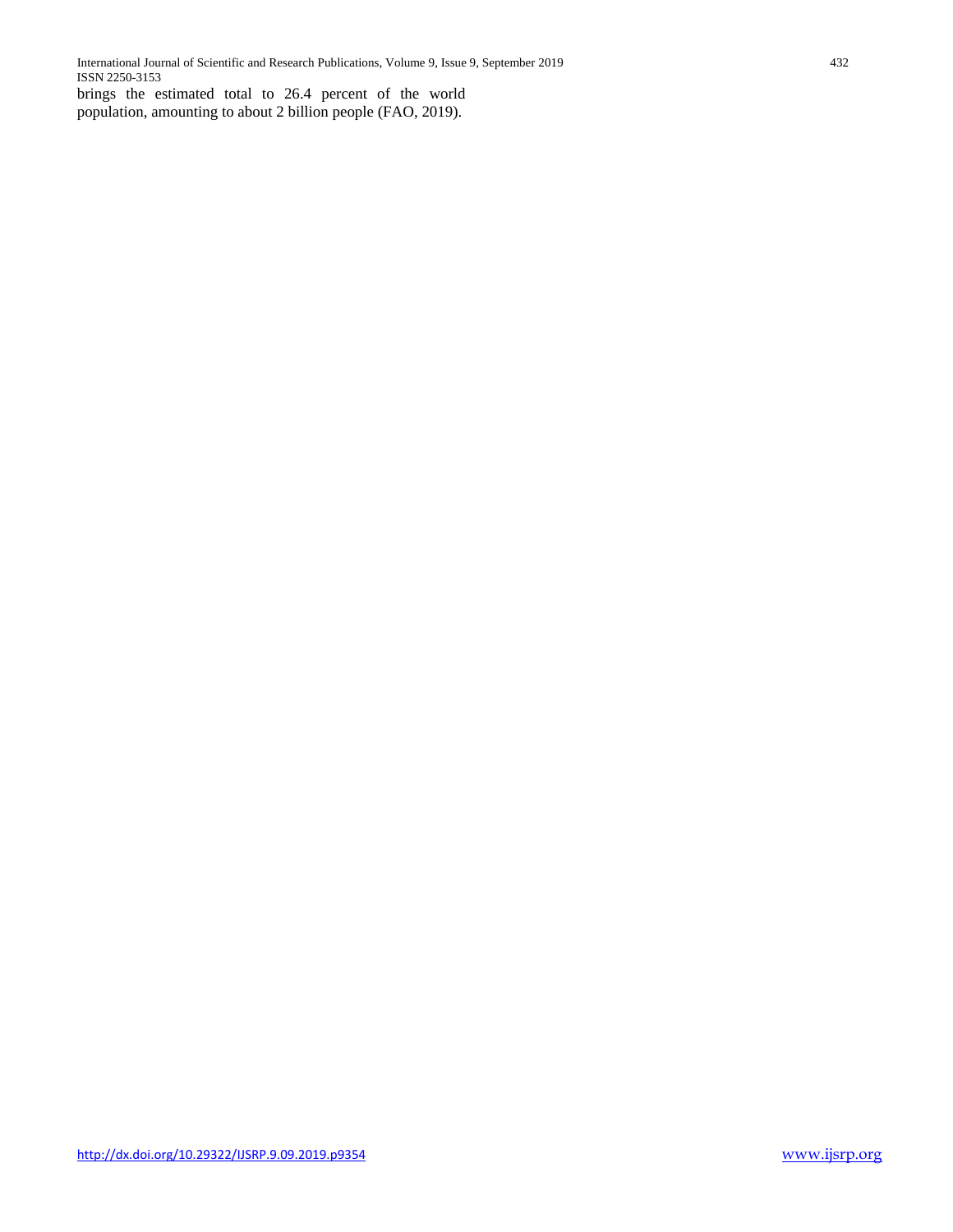brings the estimated total to 26.4 percent of the world population, amounting to about 2 billion people (FAO, 2019).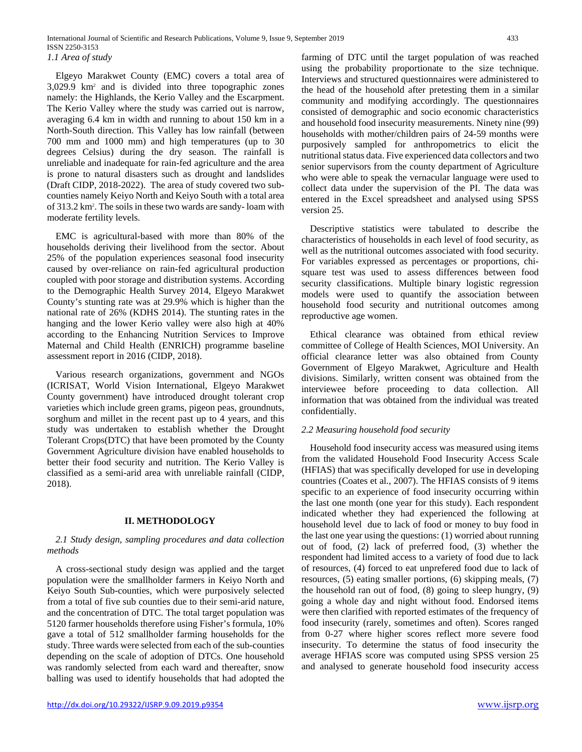### 1.1 Area of study

Elgeyo Marakwet County (EMC) covers a total area of 3,029.9 km² and is divided into three topographic zones namely: the Highlands, the Kerio Valley and the Escarpment. The Kerio Valley where the study was carried out is narrow, averaging 6.4 km in width and running to about 150 km in a North-South direction. This Valley has low rainfall (between 700 mm and 1000 mm) and high temperatures (up to 30 degrees Celsius) during the dry season. The rainfall is unreliable and inadequate for rain-fed agriculture and the area is prone to natural disasters such as drought and landslides (Draft CIDP, 2018-2022). The area of study covered two sub-counties namely Keiyo North and Keiyo South with a total area of 313.2 km². The soils in these two wards are sandy- loam with moderate fertility levels.

EMC is agricultural-based with more than 80% of the households deriving their livelihood from the sector. About 25% of the population experiences seasonal food insecurity caused by over-reliance on rain-fed agricultural production coupled with poor storage and distribution systems. According to the Demographic Health Survey 2014, Elgeyo Marakwet County's stunting rate was at 29.9% which is higher than the national rate of 26% (KDHS 2014). The stunting rates in the hanging and the lower Kerio valley were also high at 40% according to the Enhancing Nutrition Services to Improve Maternal and Child Health (ENRICH) programme baseline assessment report in 2016 (CIDP, 2018).

Various research organizations, government and NGOs (ICRISAT, World Vision International, Elgeyo Marakwet County government) have introduced drought tolerant crop varieties which include green grams, pigeon peas, groundnuts, sorghum and millet in the recent past up to 4 years, and this study was undertaken to establish whether the Drought Tolerant Crops(DTC) that have been promoted by the County Government Agriculture division have enabled households to better their food security and nutrition. The Kerio Valley is classified as a semi-arid area with unreliable rainfall (CIDP, 2018).

## II. METHODOLOGY

### 2.1 Study design, sampling procedures and data collection methods

A cross-sectional study design was applied and the target population were the smallholder farmers in Keiyo North and Keiyo South Sub-counties, which were purposively selected from a total of five sub counties due to their semi-arid nature, and the concentration of DTC. The total target population was 5120 farmer households therefore using Fisher's formula, 10% gave a total of 512 smallholder farming households for the study. Three wards were selected from each of the sub-counties depending on the scale of adoption of DTCs. One household was randomly selected from each ward and thereafter, snow balling was used to identify households that had adopted the farming of DTC until the target population of was reached using the probability proportionate to the size technique. Interviews and structured questionnaires were administered to the head of the household after pretesting them in a similar community and modifying accordingly. The questionnaires consisted of demographic and socio economic characteristics and household food insecurity measurements. Ninety nine (99) households with mother/children pairs of 24-59 months were purposively sampled for anthropometrics to elicit the nutritional status data. Five experienced data collectors and two senior supervisors from the county department of Agriculture who were able to speak the vernacular language were used to collect data under the supervision of the PI. The data was entered in the Excel spreadsheet and analysed using SPSS version 25.

Descriptive statistics were tabulated to describe the characteristics of households in each level of food security, as well as the nutritional outcomes associated with food security. For variables expressed as percentages or proportions, chi-square test was used to assess differences between food security classifications. Multiple binary logistic regression models were used to quantify the association between household food security and nutritional outcomes among reproductive age women.

Ethical clearance was obtained from ethical review committee of College of Health Sciences, MOI University. An official clearance letter was also obtained from County Government of Elgeyo Marakwet, Agriculture and Health divisions. Similarly, written consent was obtained from the interviewee before proceeding to data collection. All information that was obtained from the individual was treated confidentially.

### 2.2 Measuring household food security

Household food insecurity access was measured using items from the validated Household Food Insecurity Access Scale (HFIAS) that was specifically developed for use in developing countries (Coates et al., 2007). The HFIAS consists of 9 items specific to an experience of food insecurity occurring within the last one month (one year for this study). Each respondent indicated whether they had experienced the following at household level due to lack of food or money to buy food in the last one year using the questions: (1) worried about running out of food, (2) lack of preferred food, (3) whether the respondent had limited access to a variety of food due to lack of resources, (4) forced to eat unprefered food due to lack of resources, (5) eating smaller portions, (6) skipping meals, (7) the household ran out of food, (8) going to sleep hungry, (9) going a whole day and night without food. Endorsed items were then clarified with reported estimates of the frequency of food insecurity (rarely, sometimes and often). Scores ranged from 0-27 where higher scores reflect more severe food insecurity. To determine the status of food insecurity the average HFIAS score was computed using SPSS version 25 and analysed to generate household food insecurity access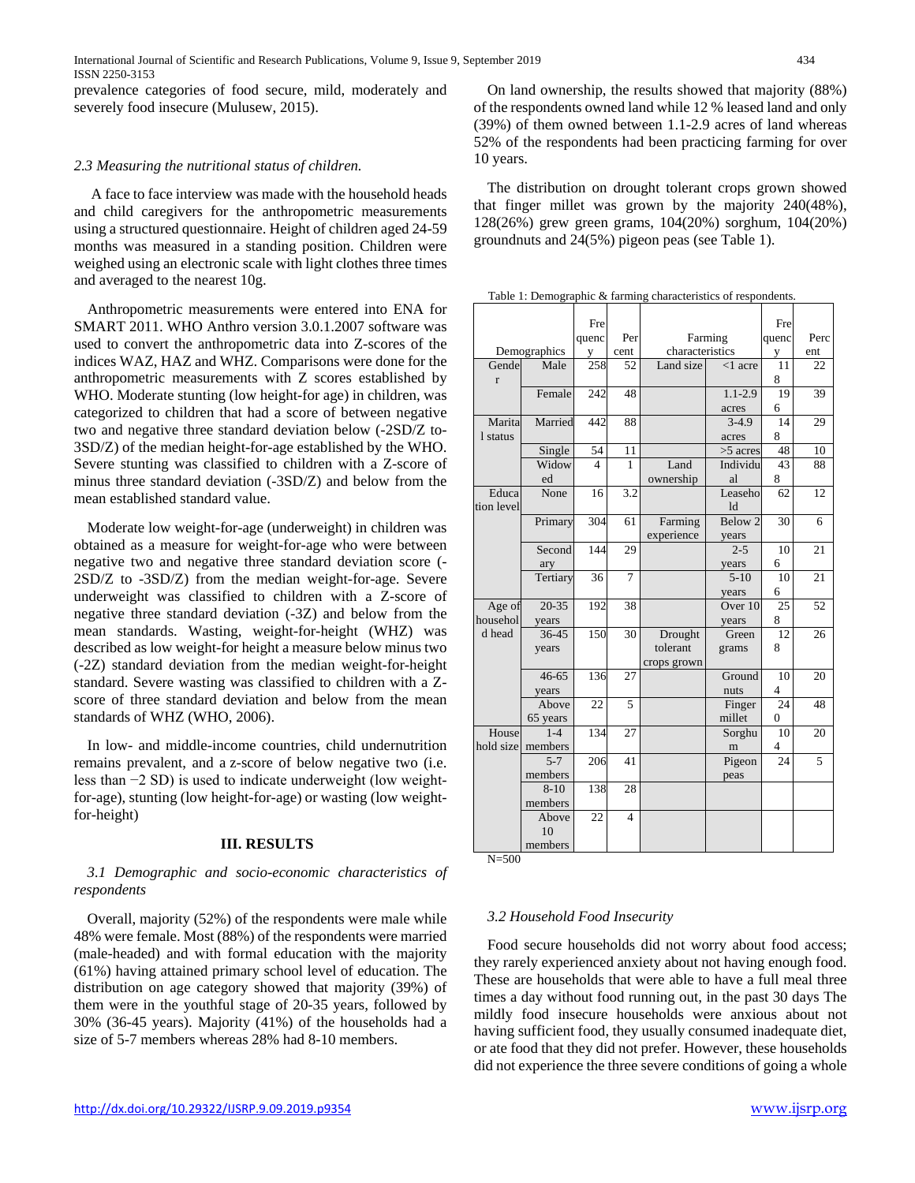prevalence categories of food secure, mild, moderately and severely food insecure (Mulusew, 2015).

### 2.3 Measuring the nutritional status of children.

A face to face interview was made with the household heads and child caregivers for the anthropometric measurements using a structured questionnaire. Height of children aged 24-59 months was measured in a standing position. Children were weighed using an electronic scale with light clothes three times and averaged to the nearest 10g.

Anthropometric measurements were entered into ENA for SMART 2011. WHO Anthro version 3.0.1.2007 software was used to convert the anthropometric data into Z-scores of the indices WAZ, HAZ and WHZ. Comparisons were done for the anthropometric measurements with Z scores established by WHO. Moderate stunting (low height-for age) in children, was categorized to children that had a score of between negative two and negative three standard deviation below (-2SD/Z to-3SD/Z) of the median height-for-age established by the WHO. Severe stunting was classified to children with a Z-score of minus three standard deviation (-3SD/Z) and below from the mean established standard value.

Moderate low weight-for-age (underweight) in children was obtained as a measure for weight-for-age who were between negative two and negative three standard deviation score (-2SD/Z to -3SD/Z) from the median weight-for-age. Severe underweight was classified to children with a Z-score of negative three standard deviation (-3Z) and below from the mean standards. Wasting, weight-for-height (WHZ) was described as low weight-for height a measure below minus two (-2Z) standard deviation from the median weight-for-height standard. Severe wasting was classified to children with a Z-score of three standard deviation and below from the mean standards of WHZ (WHO, 2006).

In low- and middle-income countries, child undernutrition remains prevalent, and a z-score of below negative two (i.e. less than −2 SD) is used to indicate underweight (low weight-for-age), stunting (low height-for-age) or wasting (low weight-for-height)

## III. RESULTS

### 3.1 Demographic and socio-economic characteristics of respondents

Overall, majority (52%) of the respondents were male while 48% were female. Most (88%) of the respondents were married (male-headed) and with formal education with the majority (61%) having attained primary school level of education. The distribution on age category showed that majority (39%) of them were in the youthful stage of 20-35 years, followed by 30% (36-45 years). Majority (41%) of the households had a size of 5-7 members whereas 28% had 8-10 members.

On land ownership, the results showed that majority (88%) of the respondents owned land while 12 % leased land and only (39%) of them owned between 1.1-2.9 acres of land whereas 52% of the respondents had been practicing farming for over 10 years.

The distribution on drought tolerant crops grown showed that finger millet was grown by the majority 240(48%), 128(26%) grew green grams, 104(20%) sorghum, 104(20%) groundnuts and 24(5%) pigeon peas (see Table 1).

Table 1: Demographic & farming characteristics of respondents.

| Demographics | | Frequency | Percent | Farming characteristics | | Frequency | Percent |
|---|---|---|---|---|---|---|---|
| Gender | Male | 258 | 52 | Land size | <1 acre | 118 | 22 |
| | Female | 242 | 48 | | 1.1-2.9 acres | 196 | 39 |
| Marital status | Married | 442 | 88 | | 3-4.9 acres | 148 | 29 |
| | Single | 54 | 11 | | >5 acres | 48 | 10 |
| | Widowed | 4 | 1 | Land ownership | Individual | 438 | 88 |
| Education level | None | 16 | 3.2 | | Leasehold | 62 | 12 |
| | Primary | 304 | 61 | Farming experience | Below 2 years | 30 | 6 |
| | Secondary | 144 | 29 | | 2-5 years | 106 | 21 |
| | Tertiary | 36 | 7 | | 5-10 years | 106 | 21 |
| Age of household head | 20-35 years | 192 | 38 | | Over 10 years | 258 | 52 |
| | 36-45 years | 150 | 30 | Drought tolerant crops grown | Green grams | 128 | 26 |
| | 46-65 years | 136 | 27 | | Ground nuts | 104 | 20 |
| | Above 65 years | 22 | 5 | | Finger millet | 240 | 48 |
| House hold size | 1-4 members | 134 | 27 | | Sorghum | 104 | 20 |
| | 5-7 members | 206 | 41 | | Pigeon peas | 24 | 5 |
| | 8-10 members | 138 | 28 | | | | |
| | Above 10 members | 22 | 4 | | | | |

N=500

### 3.2 Household Food Insecurity

Food secure households did not worry about food access; they rarely experienced anxiety about not having enough food. These are households that were able to have a full meal three times a day without food running out, in the past 30 days The mildly food insecure households were anxious about not having sufficient food, they usually consumed inadequate diet, or ate food that they did not prefer. However, these households did not experience the three severe conditions of going a whole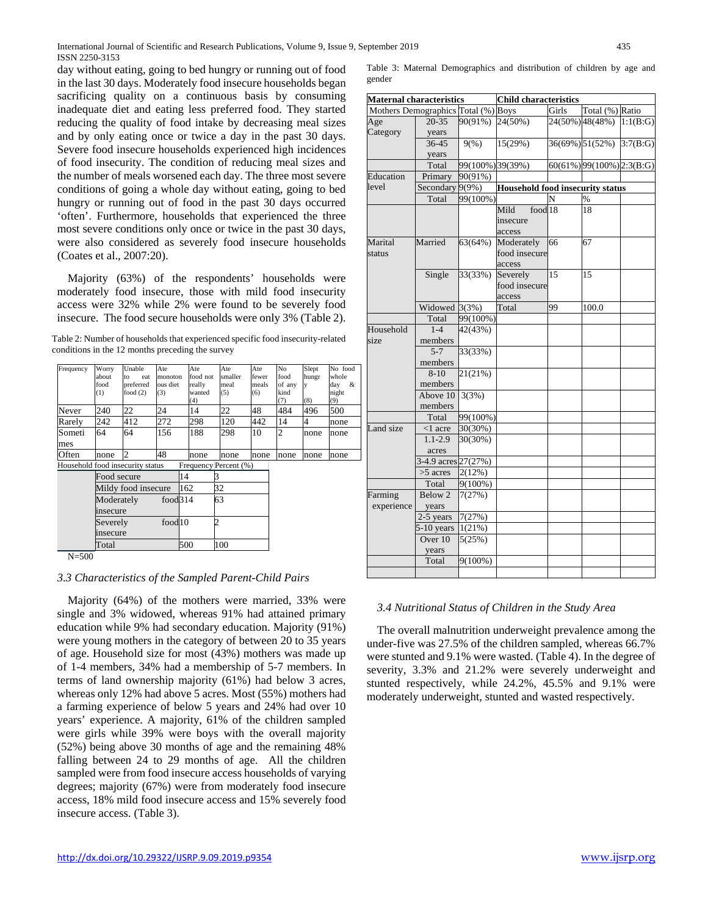day without eating, going to bed hungry or running out of food in the last 30 days. Moderately food insecure households began sacrificing quality on a continuous basis by consuming inadequate diet and eating less preferred food. They started reducing the quality of food intake by decreasing meal sizes and by only eating once or twice a day in the past 30 days. Severe food insecure households experienced high incidences of food insecurity. The condition of reducing meal sizes and the number of meals worsened each day. The three most severe conditions of going a whole day without eating, going to bed hungry or running out of food in the past 30 days occurred 'often'. Furthermore, households that experienced the three most severe conditions only once or twice in the past 30 days, were also considered as severely food insecure households (Coates et al., 2007:20).

Majority (63%) of the respondents' households were moderately food insecure, those with mild food insecurity access were 32% while 2% were found to be severely food insecure. The food secure households were only 3% (Table 2).

Table 2: Number of households that experienced specific food insecurity-related conditions in the 12 months preceding the survey

| Frequency | Worry about food (1) | Unable to eat preferred food (2) | Ate monotonous diet (3) | Ate food not really wanted (4) | Ate smaller meal (5) | Ate fewer meals (6) | No food of any kind (7) | Slept hungry (8) | No food whole day & night (9) |
|---|---|---|---|---|---|---|---|---|---|
| Never | 240 | 22 | 24 | 14 | 22 | 48 | 484 | 496 | 500 |
| Rarely | 242 | 412 | 272 | 298 | 120 | 442 | 14 | 4 | none |
| Sometimes | 64 | 64 | 156 | 188 | 298 | 10 | 2 | none | none |
| Often | none | 2 | 48 | none | none | none | none | none | none |

| Household food insecurity status | Frequency | Percent (%) |
|---|---|---|
| Food secure | 14 | 3 |
| Mildy food insecure | 162 | 32 |
| Moderately food insecure | 314 | 63 |
| Severely food insecure | 10 | 2 |
| Total | 500 | 100 |

N=500

### 3.3 Characteristics of the Sampled Parent-Child Pairs

Majority (64%) of the mothers were married, 33% were single and 3% widowed, whereas 91% had attained primary education while 9% had secondary education. Majority (91%) were young mothers in the category of between 20 to 35 years of age. Household size for most (43%) mothers was made up of 1-4 members, 34% had a membership of 5-7 members. In terms of land ownership majority (61%) had below 3 acres, whereas only 12% had above 5 acres. Most (55%) mothers had a farming experience of below 5 years and 24% had over 10 years' experience. A majority, 61% of the children sampled were girls while 39% were boys with the overall majority (52%) being above 30 months of age and the remaining 48% falling between 24 to 29 months of age. All the children sampled were from food insecure access households of varying degrees; majority (67%) were from moderately food insecure access, 18% mild food insecure access and 15% severely food insecure access. (Table 3).

Table 3: Maternal Demographics and distribution of children by age and gender

| Maternal characteristics | | | Child characteristics | | | |
|---|---|---|---|---|---|---|
| Mothers Demographics | | Total (%) | Boys | Girls | Total (%) | Ratio |
| Age Category | 20-35 years | 90(91%) | 24(50%) | 24(50%) | 48(48%) | 1:1(B:G) |
| | 36-45 years | 9(%) | 15(29%) | 36(69%) | 51(52%) | 3:7(B:G) |
| | Total | 99(100%) | 39(39%) | 60(61%) | 99(100%) | 2:3(B:G) |
| Education level | Primary | 90(91%) | | | | |
| | Secondary | 9(9%) | **Household food insecurity status** | | | |
| | Total | 99(100%) | | N | % | |
| | | | Mild food insecure access | 18 | 18 | |
| Marital status | Married | 63(64%) | Moderately food insecure access | 66 | 67 | |
| | Single | 33(33%) | Severely food insecure access | 15 | 15 | |
| | Widowed | 3(3%) | Total | 99 | 100.0 | |
| | Total | 99(100%) | | | | |
| Household size | 1-4 members | 42(43%) | | | | |
| | 5-7 members | 33(33%) | | | | |
| | 8-10 members | 21(21%) | | | | |
| | Above 10 members | 3(3%) | | | | |
| | Total | 99(100%) | | | | |
| Land size | <1 acre | 30(30%) | | | | |
| | 1.1-2.9 acres | 30(30%) | | | | |
| | 3-4.9 acres | 27(27%) | | | | |
| | >5 acres | 2(12%) | | | | |
| | Total | 9(100%) | | | | |
| Farming experience | Below 2 years | 7(27%) | | | | |
| | 2-5 years | 7(27%) | | | | |
| | 5-10 years | 1(21%) | | | | |
| | Over 10 years | 5(25%) | | | | |
| | Total | 9(100%) | | | | |

### 3.4 Nutritional Status of Children in the Study Area

The overall malnutrition underweight prevalence among the under-five was 27.5% of the children sampled, whereas 66.7% were stunted and 9.1% were wasted. (Table 4). In the degree of severity, 3.3% and 21.2% were severely underweight and stunted respectively, while 24.2%, 45.5% and 9.1% were moderately underweight, stunted and wasted respectively.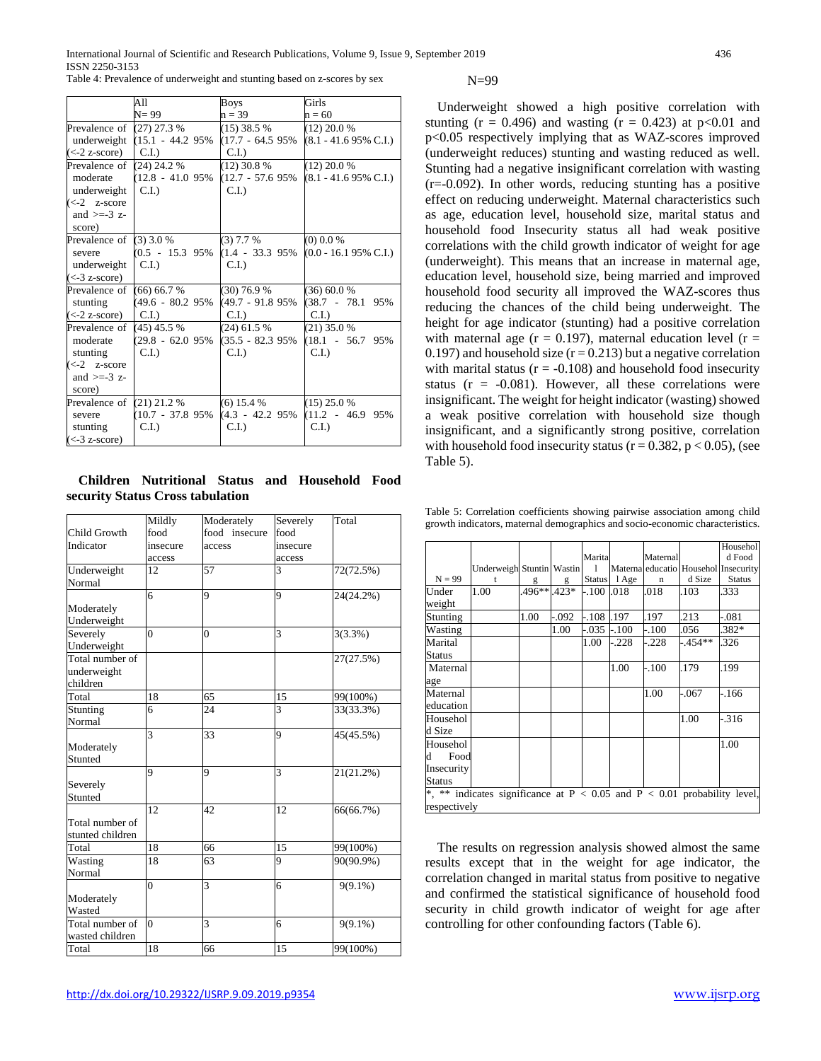Table 4: Prevalence of underweight and stunting based on z-scores by sex

| | All<br>N= 99 | Boys<br>n = 39 | Girls<br>n = 60 |
|---|---|---|---|
| Prevalence of underweight (<-2 z-score) | (27) 27.3 %<br>(15.1 - 44.2 95% C.I.) | (15) 38.5 %<br>(17.7 - 64.5 95% C.I.) | (12) 20.0 %<br>(8.1 - 41.6 95% C.I.) |
| Prevalence of moderate underweight (<-2 z-score and >=-3 z-score) | (24) 24.2 %<br>(12.8 - 41.0 95% C.I.) | (12) 30.8 %<br>(12.7 - 57.6 95% C.I.) | (12) 20.0 %<br>(8.1 - 41.6 95% C.I.) |
| Prevalence of severe underweight (<-3 z-score) | (3) 3.0 %<br>(0.5 - 15.3 95% C.I.) | (3) 7.7 %<br>(1.4 - 33.3 95% C.I.) | (0) 0.0 %<br>(0.0 - 16.1 95% C.I.) |
| Prevalence of stunting (<-2 z-score) | (66) 66.7 %<br>(49.6 - 80.2 95% C.I.) | (30) 76.9 %<br>(49.7 - 91.8 95% C.I.) | (36) 60.0 %<br>(38.7 - 78.1 95% C.I.) |
| Prevalence of moderate stunting (<-2 z-score and >=-3 z-score) | (45) 45.5 %<br>(29.8 - 62.0 95% C.I.) | (24) 61.5 %<br>(35.5 - 82.3 95% C.I.) | (21) 35.0 %<br>(18.1 - 56.7 95% C.I.) |
| Prevalence of severe stunting (<-3 z-score) | (21) 21.2 %<br>(10.7 - 37.8 95% C.I.) | (6) 15.4 %<br>(4.3 - 42.2 95% C.I.) | (15) 25.0 %<br>(11.2 - 46.9 95% C.I.) |

**Children Nutritional Status and Household Food security Status Cross tabulation**

| Child Growth Indicator | Mildly food insecure access | Moderately food insecure access | Severely food insecure access | Total |
|---|---|---|---|---|
| Underweight Normal | 12 | 57 | 3 | 72(72.5%) |
| Moderately Underweight | 6 | 9 | 9 | 24(24.2%) |
| Severely Underweight | 0 | 0 | 3 | 3(3.3%) |
| Total number of underweight children | | | | 27(27.5%) |
| Total | 18 | 65 | 15 | 99(100%) |
| Stunting Normal | 6 | 24 | 3 | 33(33.3%) |
| Moderately Stunted | 3 | 33 | 9 | 45(45.5%) |
| Severely Stunted | 9 | 9 | 3 | 21(21.2%) |
| Total number of stunted children | 12 | 42 | 12 | 66(66.7%) |
| Total | 18 | 66 | 15 | 99(100%) |
| Wasting Normal | 18 | 63 | 9 | 90(90.9%) |
| Moderately Wasted | 0 | 3 | 6 | 9(9.1%) |
| Total number of wasted children | 0 | 3 | 6 | 9(9.1%) |
| Total | 18 | 66 | 15 | 99(100%) |

N=99

Underweight showed a high positive correlation with stunting (r = 0.496) and wasting (r = 0.423) at p<0.01 and p<0.05 respectively implying that as WAZ-scores improved (underweight reduces) stunting and wasting reduced as well. Stunting had a negative insignificant correlation with wasting (r=-0.092). In other words, reducing stunting has a positive effect on reducing underweight. Maternal characteristics such as age, education level, household size, marital status and household food Insecurity status all had weak positive correlations with the child growth indicator of weight for age (underweight). This means that an increase in maternal age, education level, household size, being married and improved household food security all improved the WAZ-scores thus reducing the chances of the child being underweight. The height for age indicator (stunting) had a positive correlation with maternal age (r = 0.197), maternal education level (r = 0.197) and household size (r = 0.213) but a negative correlation with marital status (r = -0.108) and household food insecurity status (r = -0.081). However, all these correlations were insignificant. The weight for height indicator (wasting) showed a weak positive correlation with household size though insignificant, and a significantly strong positive, correlation with household food insecurity status (r = 0.382, p < 0.05), (see Table 5).

Table 5: Correlation coefficients showing pairwise association among child growth indicators, maternal demographics and socio-economic characteristics.

| N = 99 | Underweight | Stunting | Wasting | Marital Status | Maternal Age | Maternal education | Household Size | Household Food Insecurity Status |
|---|---|---|---|---|---|---|---|---|
| Under weight | 1.00 | .496** | .423* | -.100 | .018 | .018 | .103 | .333 |
| Stunting | | 1.00 | -.092 | -.108 | .197 | .197 | .213 | -.081 |
| Wasting | | | 1.00 | -.035 | -.100 | -.100 | .056 | .382* |
| Marital Status | | | | 1.00 | -.228 | -.228 | -.454** | .326 |
| Maternal age | | | | | 1.00 | -.100 | .179 | .199 |
| Maternal education | | | | | | 1.00 | -.067 | -.166 |
| Household Size | | | | | | | 1.00 | -.316 |
| Household Food Insecurity Status | | | | | | | | 1.00 |

*, ** indicates significance at P < 0.05 and P < 0.01 probability level, respectively

The results on regression analysis showed almost the same results except that in the weight for age indicator, the correlation changed in marital status from positive to negative and confirmed the statistical significance of household food security in child growth indicator of weight for age after controlling for other confounding factors (Table 6).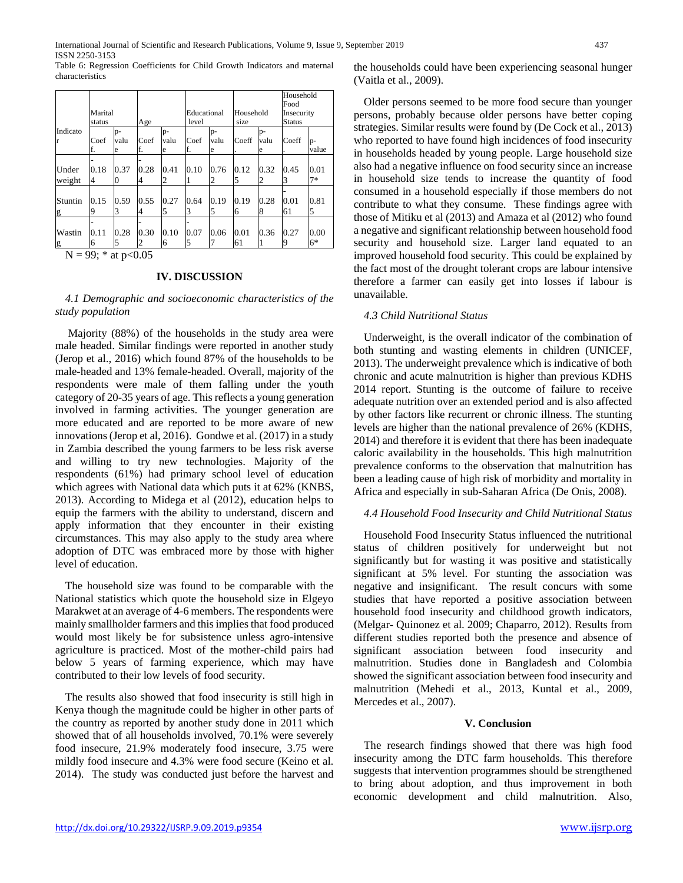Table 6: Regression Coefficients for Child Growth Indicators and maternal characteristics

| Indicator | Marital status | | Age | | Educational level | | Household size | | Household Food Insecurity Status | |
|---|---|---|---|---|---|---|---|---|---|---|
| | Coeff. | p-value | Coeff. | p-value | Coeff. | p-value | Coeff. | p-value | Coeff. | p-value |
| Under weight | -0.184 | 0.370 | -0.284 | 0.412 | 0.101 | 0.762 | 0.125 | 0.322 | 0.453 | 0.017* |
| Stunting | 0.159 | 0.593 | 0.554 | 0.275 | 0.643 | 0.195 | 0.196 | 0.288 | -0.0161 | 0.815 |
| Wasting | -0.116 | 0.285 | -0.302 | 0.106 | -0.075 | 0.067 | 0.0161 | 0.361 | 0.279 | 0.006* |

N = 99; * at p<0.05

## IV. DISCUSSION

### *4.1 Demographic and socioeconomic characteristics of the study population*

Majority (88%) of the households in the study area were male headed. Similar findings were reported in another study (Jerop et al., 2016) which found 87% of the households to be male-headed and 13% female-headed. Overall, majority of the respondents were male of them falling under the youth category of 20-35 years of age. This reflects a young generation involved in farming activities. The younger generation are more educated and are reported to be more aware of new innovations (Jerop et al, 2016). Gondwe et al. (2017) in a study in Zambia described the young farmers to be less risk averse and willing to try new technologies. Majority of the respondents (61%) had primary school level of education which agrees with National data which puts it at 62% (KNBS, 2013). According to Midega et al (2012), education helps to equip the farmers with the ability to understand, discern and apply information that they encounter in their existing circumstances. This may also apply to the study area where adoption of DTC was embraced more by those with higher level of education.

The household size was found to be comparable with the National statistics which quote the household size in Elgeyo Marakwet at an average of 4-6 members. The respondents were mainly smallholder farmers and this implies that food produced would most likely be for subsistence unless agro-intensive agriculture is practiced. Most of the mother-child pairs had below 5 years of farming experience, which may have contributed to their low levels of food security.

The results also showed that food insecurity is still high in Kenya though the magnitude could be higher in other parts of the country as reported by another study done in 2011 which showed that of all households involved, 70.1% were severely food insecure, 21.9% moderately food insecure, 3.75 were mildly food insecure and 4.3% were food secure (Keino et al. 2014). The study was conducted just before the harvest and the households could have been experiencing seasonal hunger (Vaitla et al., 2009).

Older persons seemed to be more food secure than younger persons, probably because older persons have better coping strategies. Similar results were found by (De Cock et al., 2013) who reported to have found high incidences of food insecurity in households headed by young people. Large household size also had a negative influence on food security since an increase in household size tends to increase the quantity of food consumed in a household especially if those members do not contribute to what they consume. These findings agree with those of Mitiku et al (2013) and Amaza et al (2012) who found a negative and significant relationship between household food security and household size. Larger land equated to an improved household food security. This could be explained by the fact most of the drought tolerant crops are labour intensive therefore a farmer can easily get into losses if labour is unavailable.

### *4.3 Child Nutritional Status*

Underweight, is the overall indicator of the combination of both stunting and wasting elements in children (UNICEF, 2013). The underweight prevalence which is indicative of both chronic and acute malnutrition is higher than previous KDHS 2014 report. Stunting is the outcome of failure to receive adequate nutrition over an extended period and is also affected by other factors like recurrent or chronic illness. The stunting levels are higher than the national prevalence of 26% (KDHS, 2014) and therefore it is evident that there has been inadequate caloric availability in the households. This high malnutrition prevalence conforms to the observation that malnutrition has been a leading cause of high risk of morbidity and mortality in Africa and especially in sub-Saharan Africa (De Onis, 2008).

### *4.4 Household Food Insecurity and Child Nutritional Status*

Household Food Insecurity Status influenced the nutritional status of children positively for underweight but not significantly but for wasting it was positive and statistically significant at 5% level. For stunting the association was negative and insignificant. The result concurs with some studies that have reported a positive association between household food insecurity and childhood growth indicators, (Melgar- Quinonez et al. 2009; Chaparro, 2012). Results from different studies reported both the presence and absence of significant association between food insecurity and malnutrition. Studies done in Bangladesh and Colombia showed the significant association between food insecurity and malnutrition (Mehedi et al., 2013, Kuntal et al., 2009, Mercedes et al., 2007).

## V. Conclusion

The research findings showed that there was high food insecurity among the DTC farm households. This therefore suggests that intervention programmes should be strengthened to bring about adoption, and thus improvement in both economic development and child malnutrition. Also,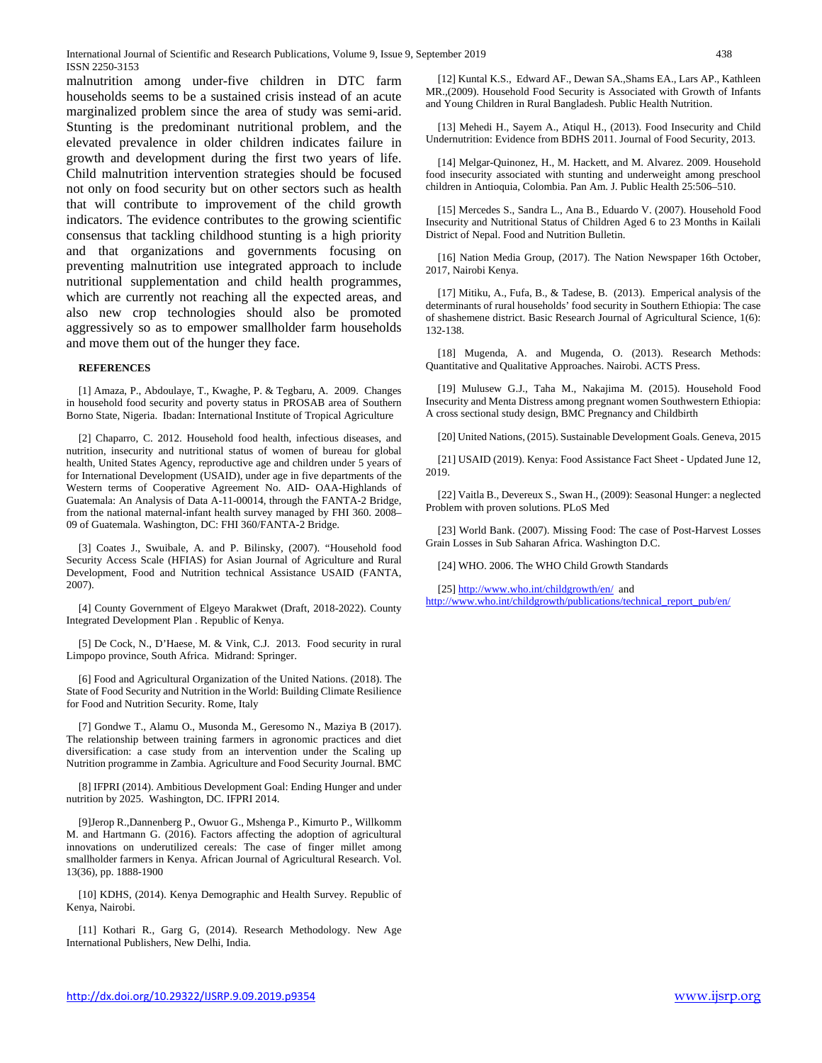malnutrition among under-five children in DTC farm households seems to be a sustained crisis instead of an acute marginalized problem since the area of study was semi-arid. Stunting is the predominant nutritional problem, and the elevated prevalence in older children indicates failure in growth and development during the first two years of life. Child malnutrition intervention strategies should be focused not only on food security but on other sectors such as health that will contribute to improvement of the child growth indicators. The evidence contributes to the growing scientific consensus that tackling childhood stunting is a high priority and that organizations and governments focusing on preventing malnutrition use integrated approach to include nutritional supplementation and child health programmes, which are currently not reaching all the expected areas, and also new crop technologies should also be promoted aggressively so as to empower smallholder farm households and move them out of the hunger they face.

## REFERENCES

[1] Amaza, P., Abdoulaye, T., Kwaghe, P. & Tegbaru, A. 2009. Changes in household food security and poverty status in PROSAB area of Southern Borno State, Nigeria. Ibadan: International Institute of Tropical Agriculture

[2] Chaparro, C. 2012. Household food health, infectious diseases, and nutrition, insecurity and nutritional status of women of bureau for global health, United States Agency, reproductive age and children under 5 years of for International Development (USAID), under age in five departments of the Western terms of Cooperative Agreement No. AID- OAA-Highlands of Guatemala: An Analysis of Data A-11-00014, through the FANTA-2 Bridge, from the national maternal-infant health survey managed by FHI 360. 2008–09 of Guatemala. Washington, DC: FHI 360/FANTA-2 Bridge.

[3] Coates J., Swuibale, A. and P. Bilinsky, (2007). "Household food Security Access Scale (HFIAS) for Asian Journal of Agriculture and Rural Development, Food and Nutrition technical Assistance USAID (FANTA, 2007).

[4] County Government of Elgeyo Marakwet (Draft, 2018-2022). County Integrated Development Plan . Republic of Kenya.

[5] De Cock, N., D'Haese, M. & Vink, C.J. 2013. Food security in rural Limpopo province, South Africa. Midrand: Springer.

[6] Food and Agricultural Organization of the United Nations. (2018). The State of Food Security and Nutrition in the World: Building Climate Resilience for Food and Nutrition Security. Rome, Italy

[7] Gondwe T., Alamu O., Musonda M., Geresomo N., Maziya B (2017). The relationship between training farmers in agronomic practices and diet diversification: a case study from an intervention under the Scaling up Nutrition programme in Zambia. Agriculture and Food Security Journal. BMC

[8] IFPRI (2014). Ambitious Development Goal: Ending Hunger and under nutrition by 2025. Washington, DC. IFPRI 2014.

[9]Jerop R.,Dannenberg P., Owuor G., Mshenga P., Kimurto P., Willkomm M. and Hartmann G. (2016). Factors affecting the adoption of agricultural innovations on underutilized cereals: The case of finger millet among smallholder farmers in Kenya. African Journal of Agricultural Research. Vol. 13(36), pp. 1888-1900

[10] KDHS, (2014). Kenya Demographic and Health Survey. Republic of Kenya, Nairobi.

[11] Kothari R., Garg G, (2014). Research Methodology. New Age International Publishers, New Delhi, India.

[12] Kuntal K.S., Edward AF., Dewan SA.,Shams EA., Lars AP., Kathleen MR.,(2009). Household Food Security is Associated with Growth of Infants and Young Children in Rural Bangladesh. Public Health Nutrition.

[13] Mehedi H., Sayem A., Atiqul H., (2013). Food Insecurity and Child Undernutrition: Evidence from BDHS 2011. Journal of Food Security, 2013.

[14] Melgar-Quinonez, H., M. Hackett, and M. Alvarez. 2009. Household food insecurity associated with stunting and underweight among preschool children in Antioquia, Colombia. Pan Am. J. Public Health 25:506–510.

[15] Mercedes S., Sandra L., Ana B., Eduardo V. (2007). Household Food Insecurity and Nutritional Status of Children Aged 6 to 23 Months in Kailali District of Nepal. Food and Nutrition Bulletin.

[16] Nation Media Group, (2017). The Nation Newspaper 16th October, 2017, Nairobi Kenya.

[17] Mitiku, A., Fufa, B., & Tadese, B. (2013). Emperical analysis of the determinants of rural households' food security in Southern Ethiopia: The case of shashemene district. Basic Research Journal of Agricultural Science, 1(6): 132-138.

[18] Mugenda, A. and Mugenda, O. (2013). Research Methods: Quantitative and Qualitative Approaches. Nairobi. ACTS Press.

[19] Mulusew G.J., Taha M., Nakajima M. (2015). Household Food Insecurity and Menta Distress among pregnant women Southwestern Ethiopia: A cross sectional study design, BMC Pregnancy and Childbirth

[20] United Nations, (2015). Sustainable Development Goals. Geneva, 2015

[21] USAID (2019). Kenya: Food Assistance Fact Sheet - Updated June 12, 2019.

[22] Vaitla B., Devereux S., Swan H., (2009): Seasonal Hunger: a neglected Problem with proven solutions. PLoS Med

[23] World Bank. (2007). Missing Food: The case of Post-Harvest Losses Grain Losses in Sub Saharan Africa. Washington D.C.

[24] WHO. 2006. The WHO Child Growth Standards

[25] http://www.who.int/childgrowth/en/ and http://www.who.int/childgrowth/publications/technical_report_pub/en/